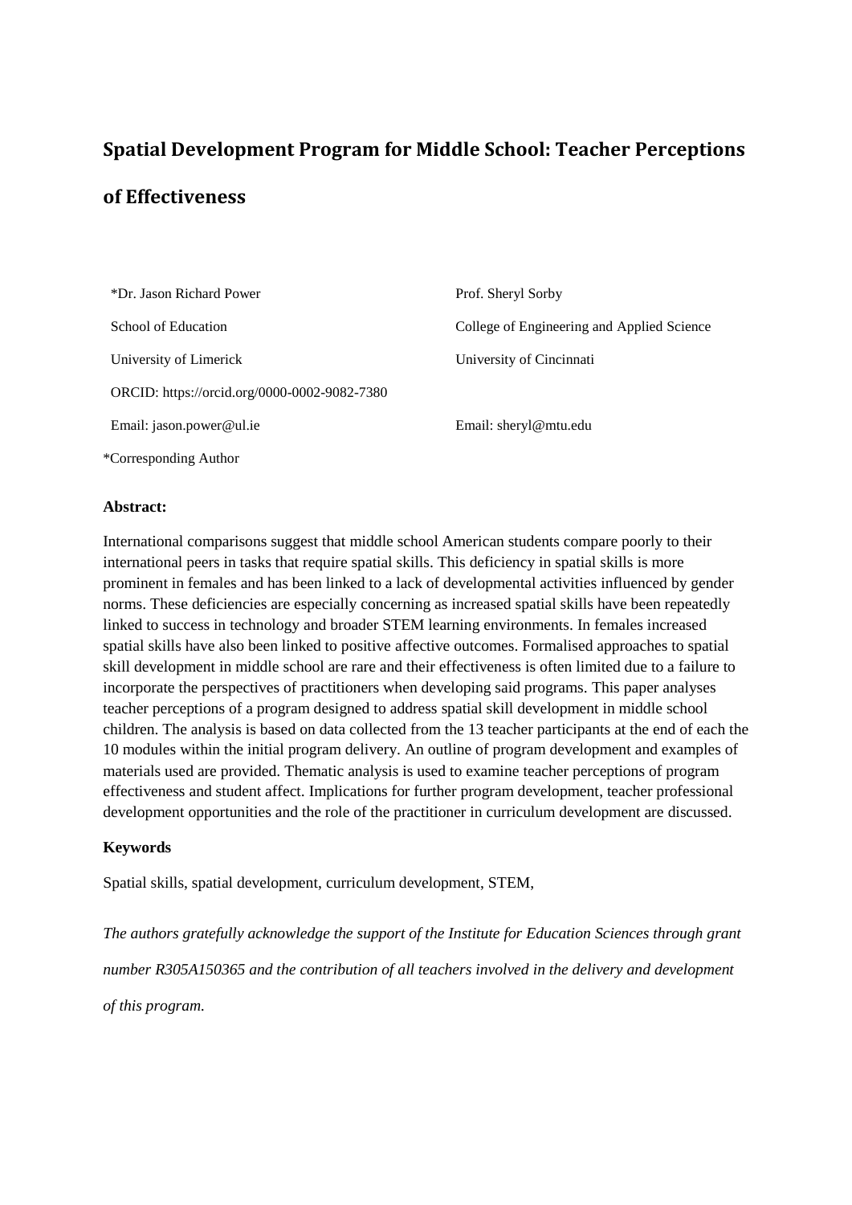# Spatial Development Program for Middle School: Teacher Perceptions of Effectiveness

*Dr. Jason Richard Power
School of Education
University of Limerick
ORCID: https://orcid.org/0000-0002-9082-7380
Email: jason.power@ul.ie

Prof. Sheryl Sorby
College of Engineering and Applied Science
University of Cincinnati
Email: sheryl@mtu.edu

*Corresponding Author

**Abstract:**

International comparisons suggest that middle school American students compare poorly to their international peers in tasks that require spatial skills. This deficiency in spatial skills is more prominent in females and has been linked to a lack of developmental activities influenced by gender norms. These deficiencies are especially concerning as increased spatial skills have been repeatedly linked to success in technology and broader STEM learning environments. In females increased spatial skills have also been linked to positive affective outcomes. Formalised approaches to spatial skill development in middle school are rare and their effectiveness is often limited due to a failure to incorporate the perspectives of practitioners when developing said programs. This paper analyses teacher perceptions of a program designed to address spatial skill development in middle school children. The analysis is based on data collected from the 13 teacher participants at the end of each the 10 modules within the initial program delivery. An outline of program development and examples of materials used are provided. Thematic analysis is used to examine teacher perceptions of program effectiveness and student affect. Implications for further program development, teacher professional development opportunities and the role of the practitioner in curriculum development are discussed.

**Keywords**

Spatial skills, spatial development, curriculum development, STEM,

*The authors gratefully acknowledge the support of the Institute for Education Sciences through grant number R305A150365 and the contribution of all teachers involved in the delivery and development of this program.*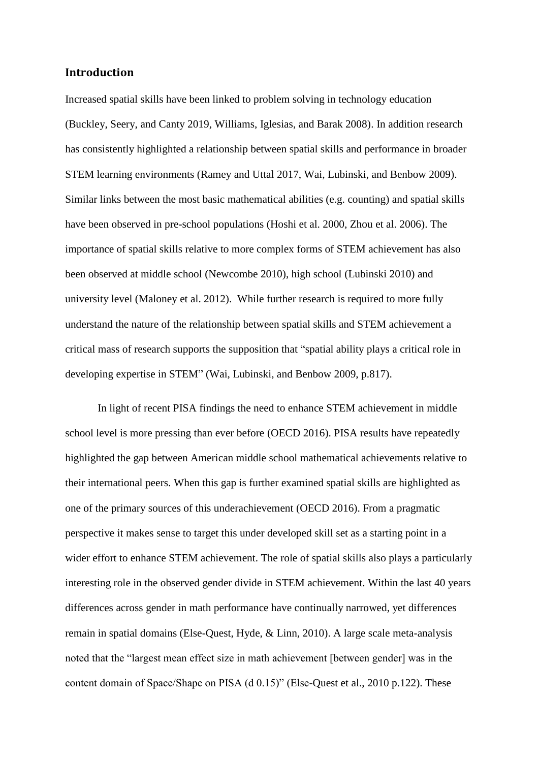## Introduction

Increased spatial skills have been linked to problem solving in technology education (Buckley, Seery, and Canty 2019, Williams, Iglesias, and Barak 2008). In addition research has consistently highlighted a relationship between spatial skills and performance in broader STEM learning environments (Ramey and Uttal 2017, Wai, Lubinski, and Benbow 2009). Similar links between the most basic mathematical abilities (e.g. counting) and spatial skills have been observed in pre-school populations (Hoshi et al. 2000, Zhou et al. 2006). The importance of spatial skills relative to more complex forms of STEM achievement has also been observed at middle school (Newcombe 2010), high school (Lubinski 2010) and university level (Maloney et al. 2012). While further research is required to more fully understand the nature of the relationship between spatial skills and STEM achievement a critical mass of research supports the supposition that "spatial ability plays a critical role in developing expertise in STEM" (Wai, Lubinski, and Benbow 2009, p.817).

In light of recent PISA findings the need to enhance STEM achievement in middle school level is more pressing than ever before (OECD 2016). PISA results have repeatedly highlighted the gap between American middle school mathematical achievements relative to their international peers. When this gap is further examined spatial skills are highlighted as one of the primary sources of this underachievement (OECD 2016). From a pragmatic perspective it makes sense to target this under developed skill set as a starting point in a wider effort to enhance STEM achievement. The role of spatial skills also plays a particularly interesting role in the observed gender divide in STEM achievement. Within the last 40 years differences across gender in math performance have continually narrowed, yet differences remain in spatial domains (Else-Quest, Hyde, & Linn, 2010). A large scale meta-analysis noted that the "largest mean effect size in math achievement [between gender] was in the content domain of Space/Shape on PISA (d 0.15)" (Else-Quest et al., 2010 p.122). These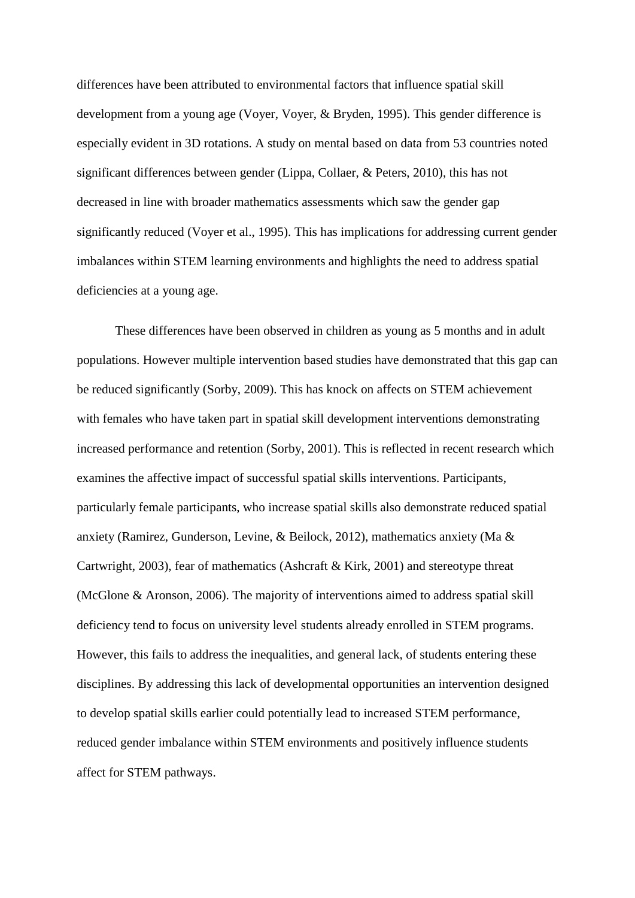differences have been attributed to environmental factors that influence spatial skill development from a young age (Voyer, Voyer, & Bryden, 1995). This gender difference is especially evident in 3D rotations. A study on mental based on data from 53 countries noted significant differences between gender (Lippa, Collaer, & Peters, 2010), this has not decreased in line with broader mathematics assessments which saw the gender gap significantly reduced (Voyer et al., 1995). This has implications for addressing current gender imbalances within STEM learning environments and highlights the need to address spatial deficiencies at a young age.

These differences have been observed in children as young as 5 months and in adult populations. However multiple intervention based studies have demonstrated that this gap can be reduced significantly (Sorby, 2009). This has knock on affects on STEM achievement with females who have taken part in spatial skill development interventions demonstrating increased performance and retention (Sorby, 2001). This is reflected in recent research which examines the affective impact of successful spatial skills interventions. Participants, particularly female participants, who increase spatial skills also demonstrate reduced spatial anxiety (Ramirez, Gunderson, Levine, & Beilock, 2012), mathematics anxiety (Ma & Cartwright, 2003), fear of mathematics (Ashcraft & Kirk, 2001) and stereotype threat (McGlone & Aronson, 2006). The majority of interventions aimed to address spatial skill deficiency tend to focus on university level students already enrolled in STEM programs. However, this fails to address the inequalities, and general lack, of students entering these disciplines. By addressing this lack of developmental opportunities an intervention designed to develop spatial skills earlier could potentially lead to increased STEM performance, reduced gender imbalance within STEM environments and positively influence students affect for STEM pathways.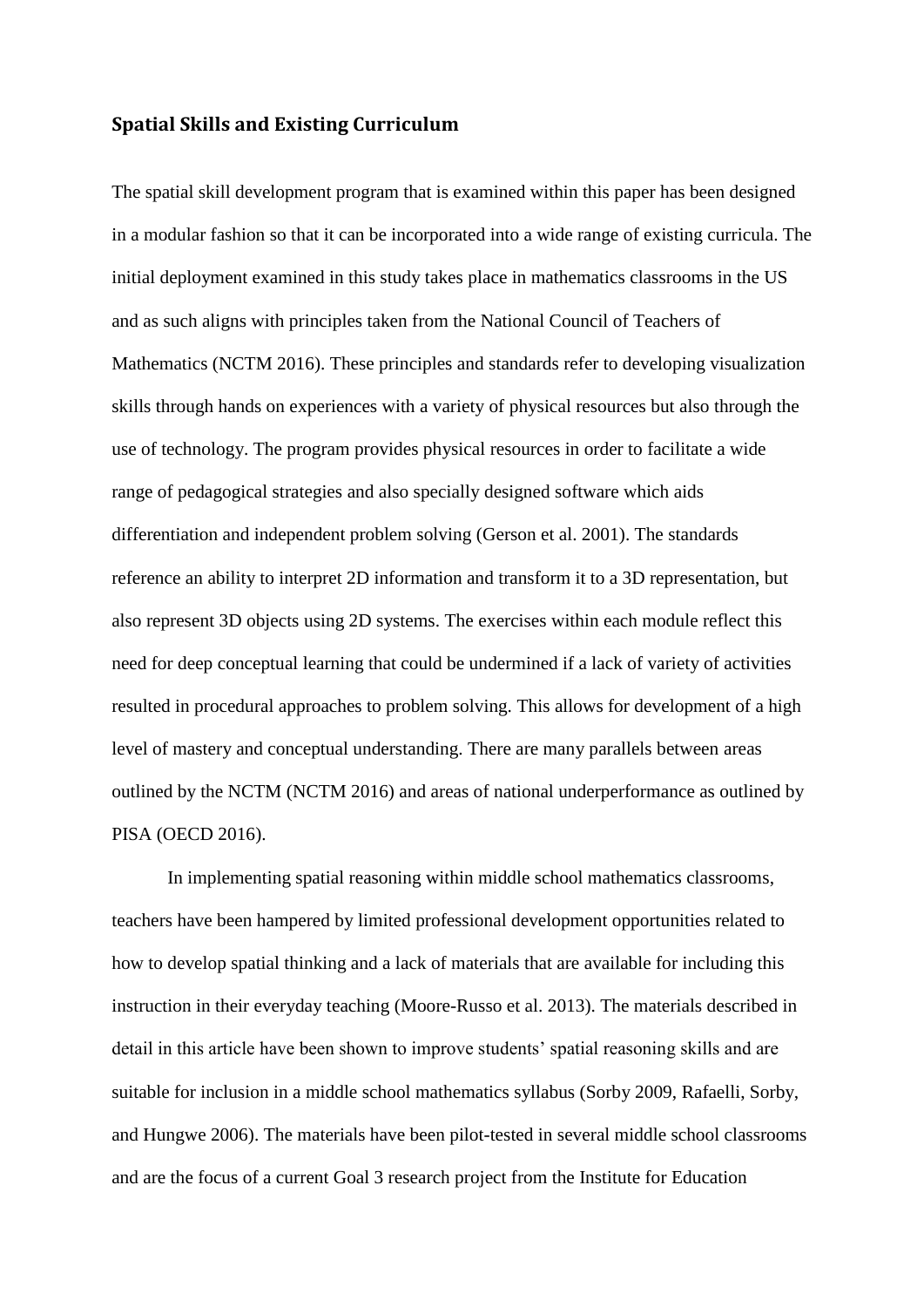## Spatial Skills and Existing Curriculum

The spatial skill development program that is examined within this paper has been designed in a modular fashion so that it can be incorporated into a wide range of existing curricula. The initial deployment examined in this study takes place in mathematics classrooms in the US and as such aligns with principles taken from the National Council of Teachers of Mathematics (NCTM 2016). These principles and standards refer to developing visualization skills through hands on experiences with a variety of physical resources but also through the use of technology. The program provides physical resources in order to facilitate a wide range of pedagogical strategies and also specially designed software which aids differentiation and independent problem solving (Gerson et al. 2001). The standards reference an ability to interpret 2D information and transform it to a 3D representation, but also represent 3D objects using 2D systems. The exercises within each module reflect this need for deep conceptual learning that could be undermined if a lack of variety of activities resulted in procedural approaches to problem solving. This allows for development of a high level of mastery and conceptual understanding. There are many parallels between areas outlined by the NCTM (NCTM 2016) and areas of national underperformance as outlined by PISA (OECD 2016).

In implementing spatial reasoning within middle school mathematics classrooms, teachers have been hampered by limited professional development opportunities related to how to develop spatial thinking and a lack of materials that are available for including this instruction in their everyday teaching (Moore-Russo et al. 2013). The materials described in detail in this article have been shown to improve students' spatial reasoning skills and are suitable for inclusion in a middle school mathematics syllabus (Sorby 2009, Rafaelli, Sorby, and Hungwe 2006). The materials have been pilot-tested in several middle school classrooms and are the focus of a current Goal 3 research project from the Institute for Education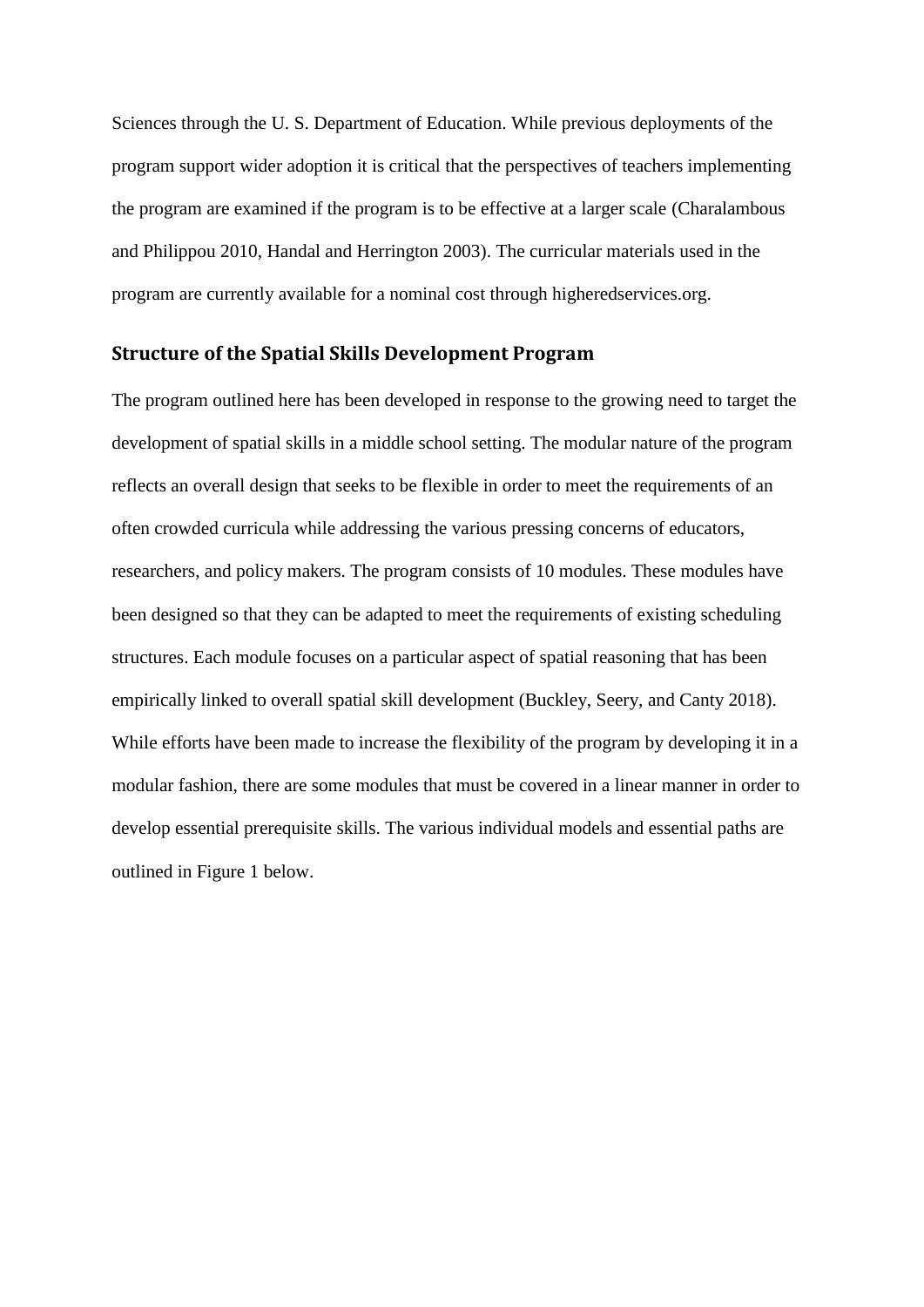Sciences through the U. S. Department of Education. While previous deployments of the program support wider adoption it is critical that the perspectives of teachers implementing the program are examined if the program is to be effective at a larger scale (Charalambous and Philippou 2010, Handal and Herrington 2003). The curricular materials used in the program are currently available for a nominal cost through higheredservices.org.

## Structure of the Spatial Skills Development Program

The program outlined here has been developed in response to the growing need to target the development of spatial skills in a middle school setting. The modular nature of the program reflects an overall design that seeks to be flexible in order to meet the requirements of an often crowded curricula while addressing the various pressing concerns of educators, researchers, and policy makers. The program consists of 10 modules. These modules have been designed so that they can be adapted to meet the requirements of existing scheduling structures. Each module focuses on a particular aspect of spatial reasoning that has been empirically linked to overall spatial skill development (Buckley, Seery, and Canty 2018). While efforts have been made to increase the flexibility of the program by developing it in a modular fashion, there are some modules that must be covered in a linear manner in order to develop essential prerequisite skills. The various individual models and essential paths are outlined in Figure 1 below.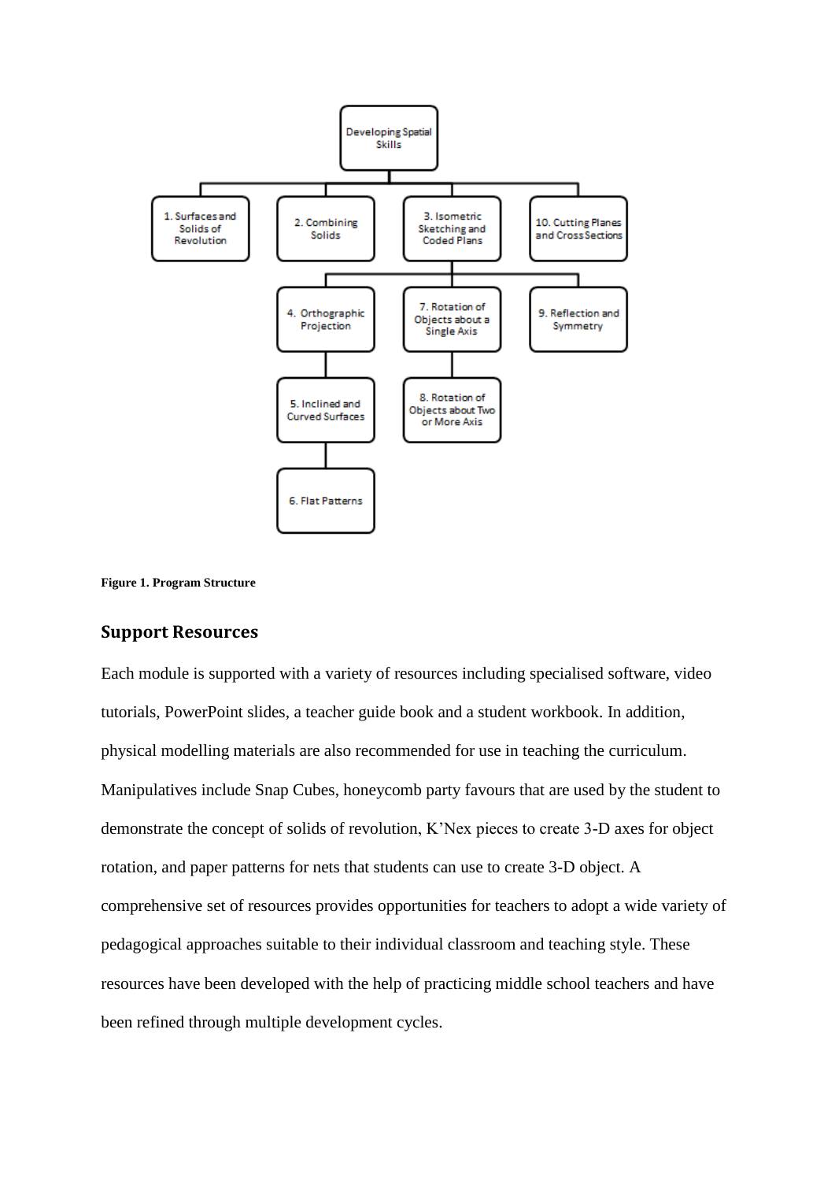Developing Spatial Skills

1. Surfaces and Solids of Revolution
2. Combining Solids
3. Isometric Sketching and Coded Plans
4. Orthographic Projection
5. Inclined and Curved Surfaces
6. Flat Patterns
7. Rotation of Objects about a Single Axis
8. Rotation of Objects about Two or More Axis
9. Reflection and Symmetry
10. Cutting Planes and Cross Sections

**Figure 1. Program Structure**

## Support Resources

Each module is supported with a variety of resources including specialised software, video tutorials, PowerPoint slides, a teacher guide book and a student workbook. In addition, physical modelling materials are also recommended for use in teaching the curriculum. Manipulatives include Snap Cubes, honeycomb party favours that are used by the student to demonstrate the concept of solids of revolution, K'Nex pieces to create 3-D axes for object rotation, and paper patterns for nets that students can use to create 3-D object. A comprehensive set of resources provides opportunities for teachers to adopt a wide variety of pedagogical approaches suitable to their individual classroom and teaching style. These resources have been developed with the help of practicing middle school teachers and have been refined through multiple development cycles.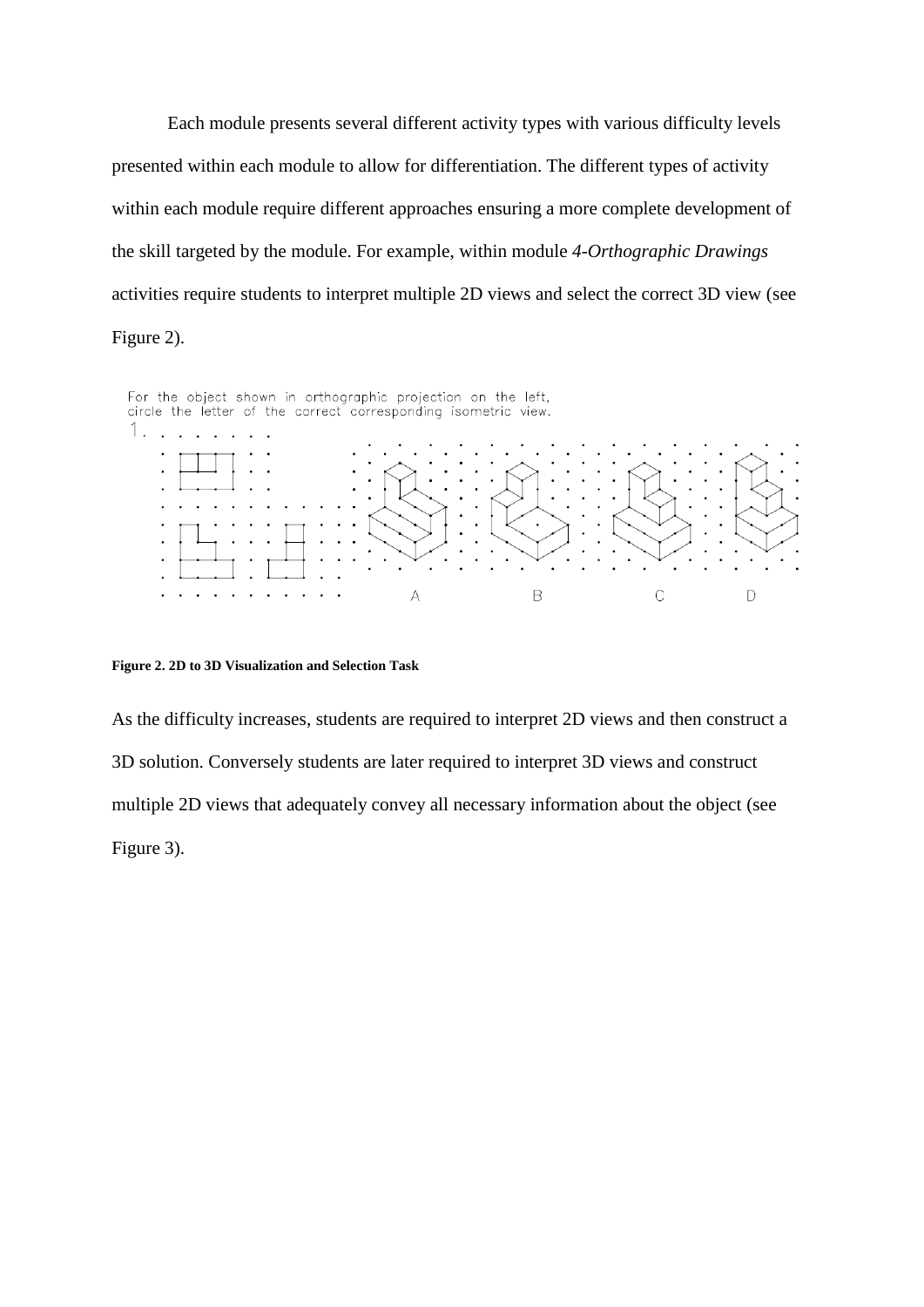Each module presents several different activity types with various difficulty levels presented within each module to allow for differentiation. The different types of activity within each module require different approaches ensuring a more complete development of the skill targeted by the module. For example, within module *4-Orthographic Drawings* activities require students to interpret multiple 2D views and select the correct 3D view (see Figure 2).

**Figure 2. 2D to 3D Visualization and Selection Task**

As the difficulty increases, students are required to interpret 2D views and then construct a 3D solution. Conversely students are later required to interpret 3D views and construct multiple 2D views that adequately convey all necessary information about the object (see Figure 3).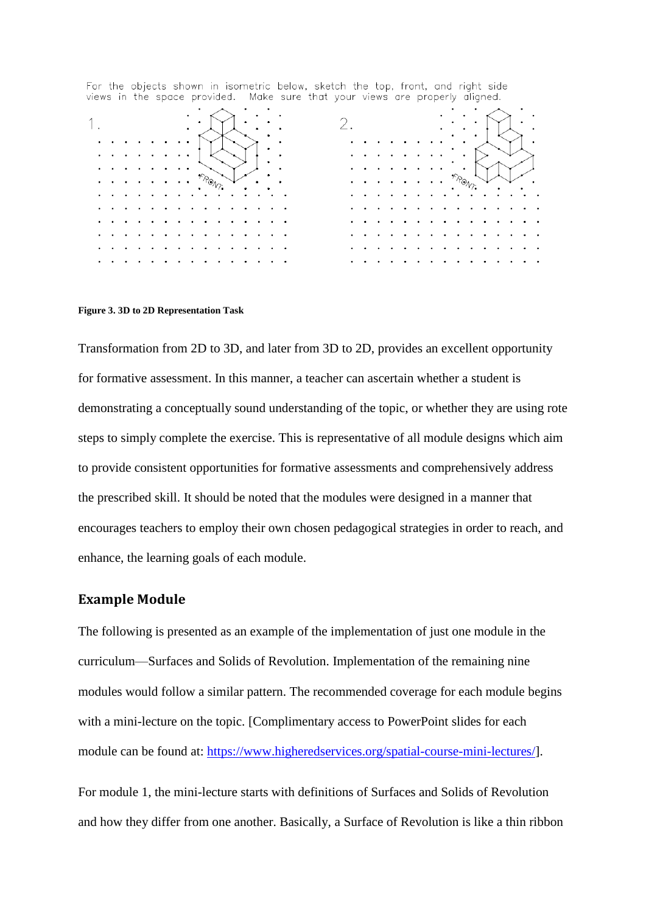For the objects shown in isometric below, sketch the top, front, and right side views in the space provided. Make sure that your views are properly aligned.

1.

2.

**Figure 3. 3D to 2D Representation Task**

Transformation from 2D to 3D, and later from 3D to 2D, provides an excellent opportunity for formative assessment. In this manner, a teacher can ascertain whether a student is demonstrating a conceptually sound understanding of the topic, or whether they are using rote steps to simply complete the exercise. This is representative of all module designs which aim to provide consistent opportunities for formative assessments and comprehensively address the prescribed skill. It should be noted that the modules were designed in a manner that encourages teachers to employ their own chosen pedagogical strategies in order to reach, and enhance, the learning goals of each module.

## Example Module

The following is presented as an example of the implementation of just one module in the curriculum—Surfaces and Solids of Revolution. Implementation of the remaining nine modules would follow a similar pattern. The recommended coverage for each module begins with a mini-lecture on the topic. [Complimentary access to PowerPoint slides for each module can be found at: https://www.higheredservices.org/spatial-course-mini-lectures/].

For module 1, the mini-lecture starts with definitions of Surfaces and Solids of Revolution and how they differ from one another. Basically, a Surface of Revolution is like a thin ribbon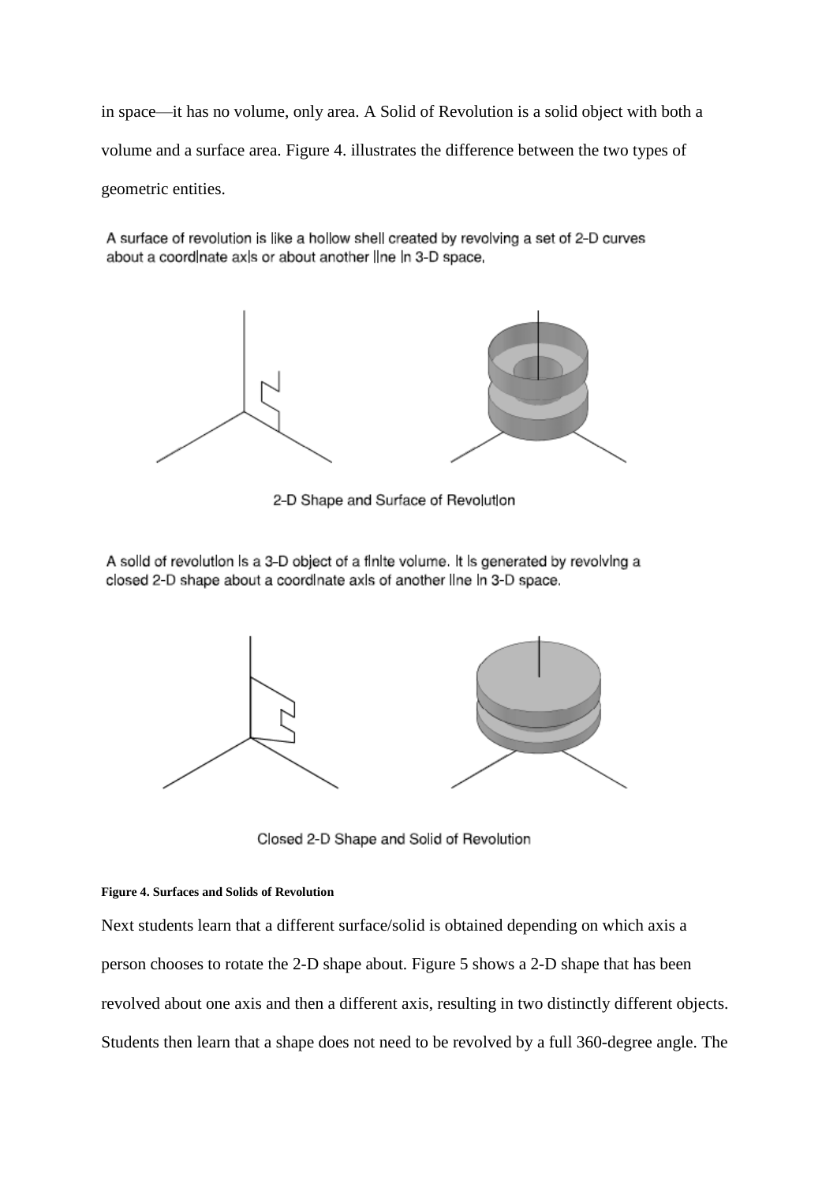in space—it has no volume, only area. A Solid of Revolution is a solid object with both a volume and a surface area. Figure 4. illustrates the difference between the two types of geometric entities.

A surface of revolution is like a hollow shell created by revolving a set of 2-D curves about a coordinate axis or about another line in 3-D space.

2-D Shape and Surface of Revolution

A solid of revolution is a 3-D object of a finite volume. It is generated by revolving a closed 2-D shape about a coordinate axis of another line in 3-D space.

Closed 2-D Shape and Solid of Revolution

**Figure 4. Surfaces and Solids of Revolution**

Next students learn that a different surface/solid is obtained depending on which axis a person chooses to rotate the 2-D shape about. Figure 5 shows a 2-D shape that has been revolved about one axis and then a different axis, resulting in two distinctly different objects. Students then learn that a shape does not need to be revolved by a full 360-degree angle. The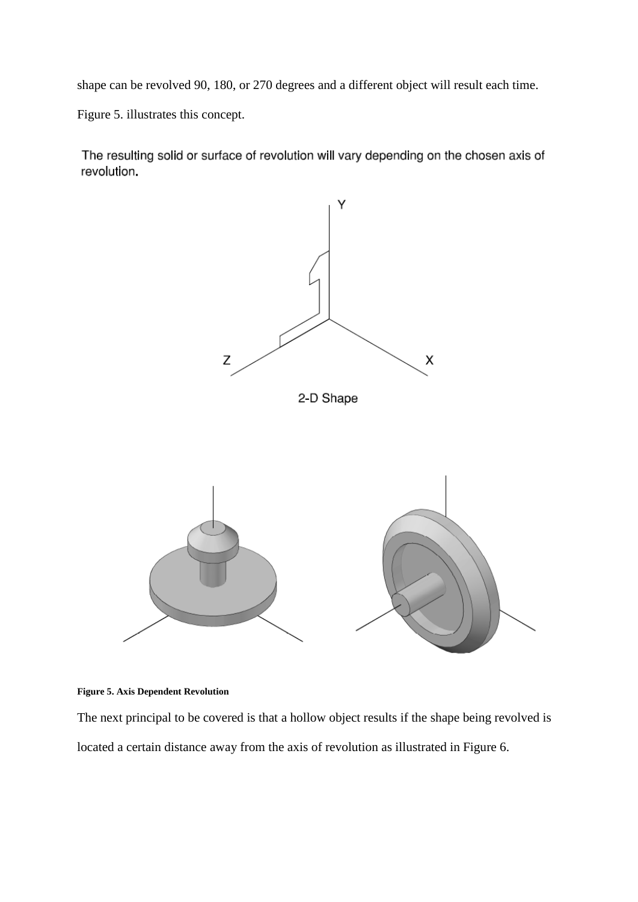shape can be revolved 90, 180, or 270 degrees and a different object will result each time.

Figure 5. illustrates this concept.

The resulting solid or surface of revolution will vary depending on the chosen axis of revolution.

2-D Shape

**Figure 5. Axis Dependent Revolution**

The next principal to be covered is that a hollow object results if the shape being revolved is located a certain distance away from the axis of revolution as illustrated in Figure 6.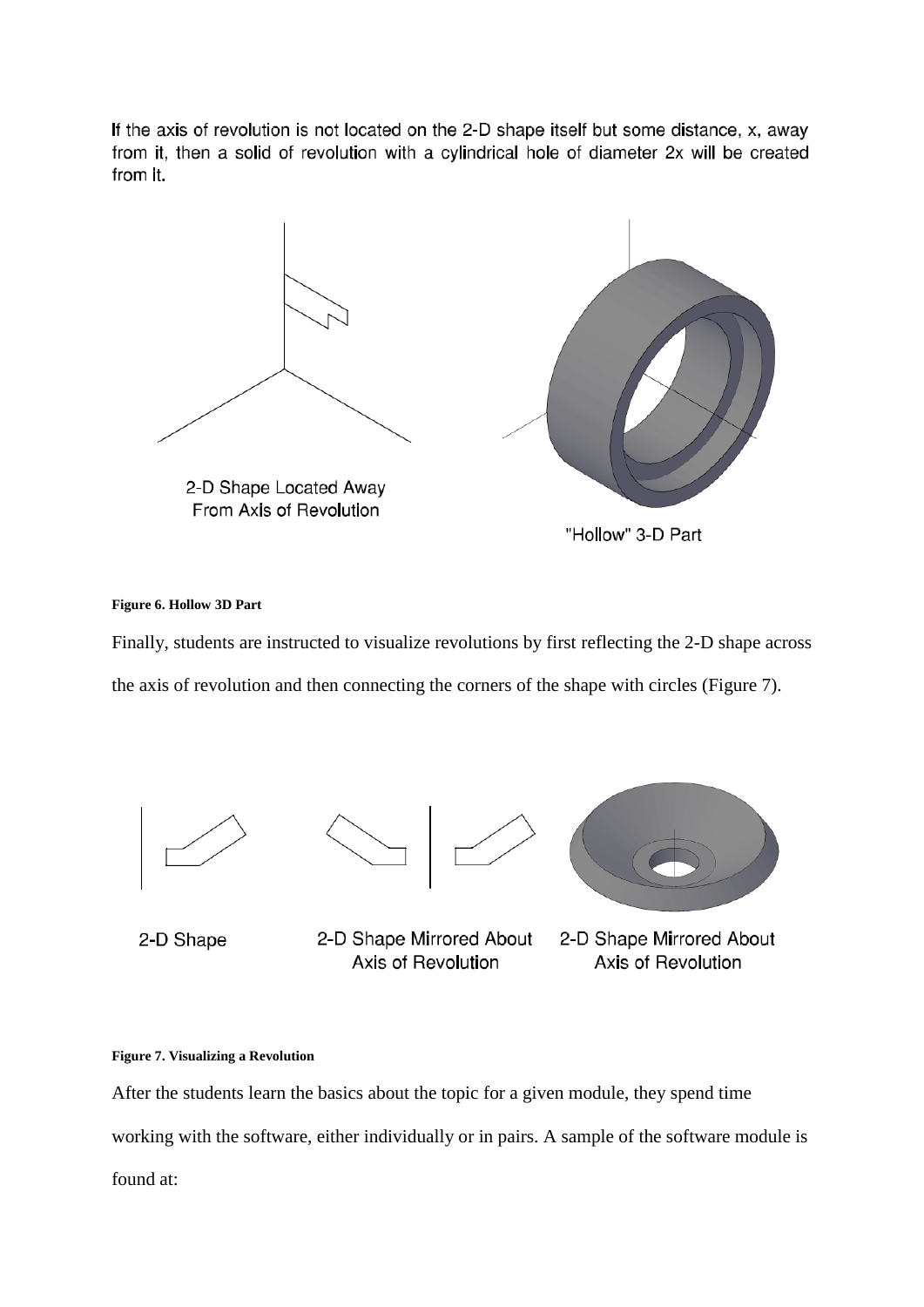If the axis of revolution is not located on the 2-D shape itself but some distance, x, away from it, then a solid of revolution with a cylindrical hole of diameter 2x will be created from it.

2-D Shape Located Away From Axis of Revolution

"Hollow" 3-D Part

**Figure 6. Hollow 3D Part**

Finally, students are instructed to visualize revolutions by first reflecting the 2-D shape across the axis of revolution and then connecting the corners of the shape with circles (Figure 7).

2-D Shape

2-D Shape Mirrored About Axis of Revolution

2-D Shape Mirrored About Axis of Revolution

**Figure 7. Visualizing a Revolution**

After the students learn the basics about the topic for a given module, they spend time working with the software, either individually or in pairs. A sample of the software module is found at: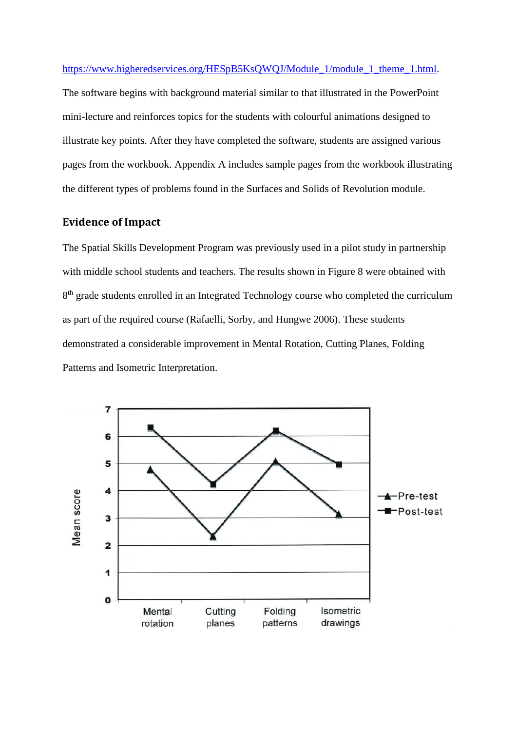https://www.higheredservices.org/HESpB5KsQWQJ/Module_1/module_1_theme_1.html. The software begins with background material similar to that illustrated in the PowerPoint mini-lecture and reinforces topics for the students with colourful animations designed to illustrate key points. After they have completed the software, students are assigned various pages from the workbook. Appendix A includes sample pages from the workbook illustrating the different types of problems found in the Surfaces and Solids of Revolution module.

## Evidence of Impact

The Spatial Skills Development Program was previously used in a pilot study in partnership with middle school students and teachers. The results shown in Figure 8 were obtained with 8th grade students enrolled in an Integrated Technology course who completed the curriculum as part of the required course (Rafaelli, Sorby, and Hungwe 2006). These students demonstrated a considerable improvement in Mental Rotation, Cutting Planes, Folding Patterns and Isometric Interpretation.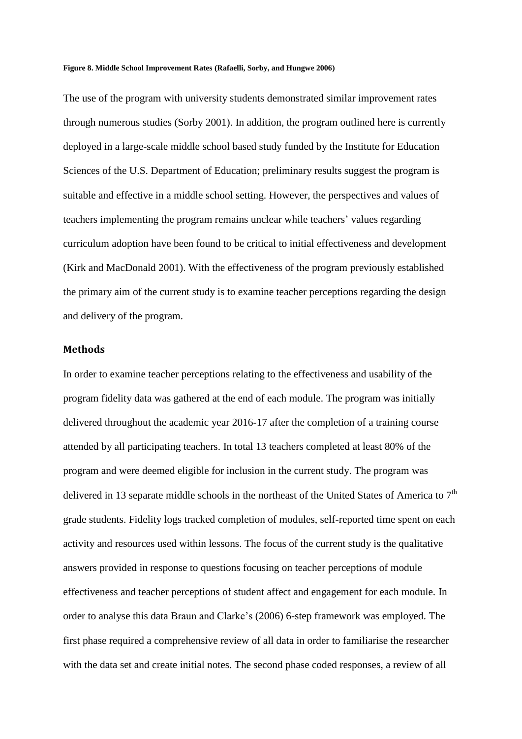**Figure 8. Middle School Improvement Rates (Rafaelli, Sorby, and Hungwe 2006)**

The use of the program with university students demonstrated similar improvement rates through numerous studies (Sorby 2001). In addition, the program outlined here is currently deployed in a large-scale middle school based study funded by the Institute for Education Sciences of the U.S. Department of Education; preliminary results suggest the program is suitable and effective in a middle school setting. However, the perspectives and values of teachers implementing the program remains unclear while teachers' values regarding curriculum adoption have been found to be critical to initial effectiveness and development (Kirk and MacDonald 2001). With the effectiveness of the program previously established the primary aim of the current study is to examine teacher perceptions regarding the design and delivery of the program.

## Methods

In order to examine teacher perceptions relating to the effectiveness and usability of the program fidelity data was gathered at the end of each module. The program was initially delivered throughout the academic year 2016-17 after the completion of a training course attended by all participating teachers. In total 13 teachers completed at least 80% of the program and were deemed eligible for inclusion in the current study. The program was delivered in 13 separate middle schools in the northeast of the United States of America to 7th grade students. Fidelity logs tracked completion of modules, self-reported time spent on each activity and resources used within lessons. The focus of the current study is the qualitative answers provided in response to questions focusing on teacher perceptions of module effectiveness and teacher perceptions of student affect and engagement for each module. In order to analyse this data Braun and Clarke's (2006) 6-step framework was employed. The first phase required a comprehensive review of all data in order to familiarise the researcher with the data set and create initial notes. The second phase coded responses, a review of all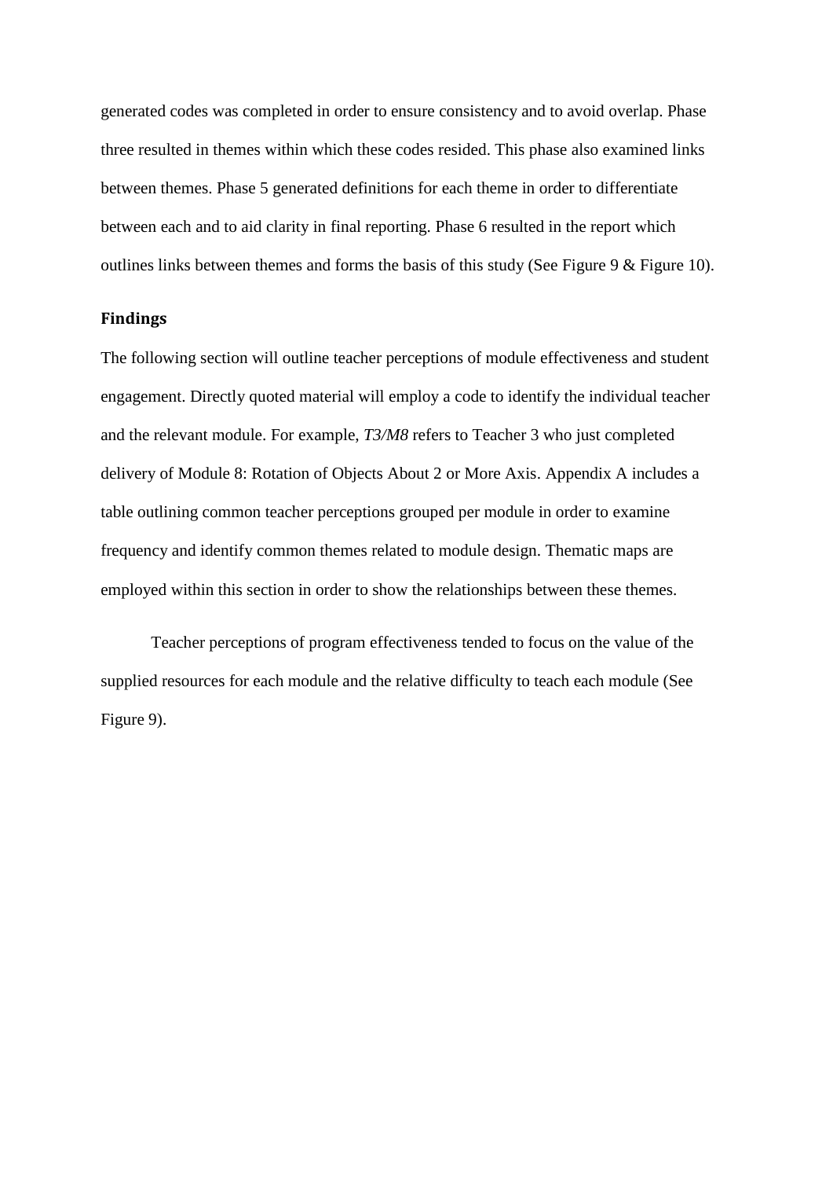generated codes was completed in order to ensure consistency and to avoid overlap. Phase three resulted in themes within which these codes resided. This phase also examined links between themes. Phase 5 generated definitions for each theme in order to differentiate between each and to aid clarity in final reporting. Phase 6 resulted in the report which outlines links between themes and forms the basis of this study (See Figure 9 & Figure 10).

## Findings

The following section will outline teacher perceptions of module effectiveness and student engagement. Directly quoted material will employ a code to identify the individual teacher and the relevant module. For example, *T3/M8* refers to Teacher 3 who just completed delivery of Module 8: Rotation of Objects About 2 or More Axis. Appendix A includes a table outlining common teacher perceptions grouped per module in order to examine frequency and identify common themes related to module design. Thematic maps are employed within this section in order to show the relationships between these themes.

Teacher perceptions of program effectiveness tended to focus on the value of the supplied resources for each module and the relative difficulty to teach each module (See Figure 9).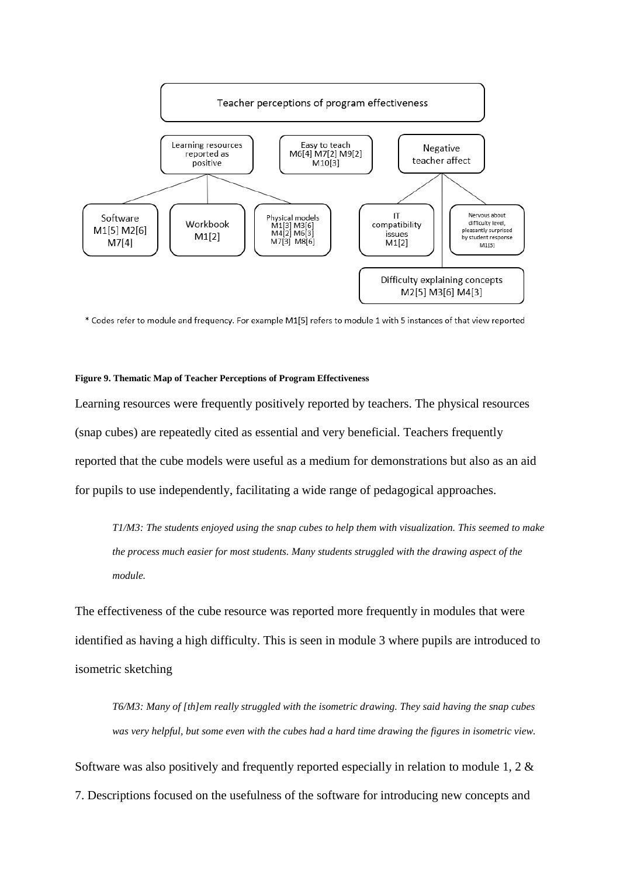Teacher perceptions of program effectiveness

- Learning resources reported as positive
  - Software M1[5] M2[6] M7[4]
  - Workbook M1[2]
  - Physical models M1[3] M3[6] M4[2] M6[3] M7[3] M8[6]
- Easy to teach M6[4] M7[2] M9[2] M10[3]
- Negative teacher affect
  - IT compatibility issues M1[2]
  - Nervous about difficulty level, pleasantly surprised by student response M1[3]
  - Difficulty explaining concepts M2[5] M3[6] M4[3]

\* Codes refer to module and frequency. For example M1[5] refers to module 1 with 5 instances of that view reported

**Figure 9. Thematic Map of Teacher Perceptions of Program Effectiveness**

Learning resources were frequently positively reported by teachers. The physical resources (snap cubes) are repeatedly cited as essential and very beneficial. Teachers frequently reported that the cube models were useful as a medium for demonstrations but also as an aid for pupils to use independently, facilitating a wide range of pedagogical approaches.

> *T1/M3: The students enjoyed using the snap cubes to help them with visualization. This seemed to make the process much easier for most students. Many students struggled with the drawing aspect of the module.*

The effectiveness of the cube resource was reported more frequently in modules that were identified as having a high difficulty. This is seen in module 3 where pupils are introduced to isometric sketching

> *T6/M3: Many of [th]em really struggled with the isometric drawing. They said having the snap cubes was very helpful, but some even with the cubes had a hard time drawing the figures in isometric view.*

Software was also positively and frequently reported especially in relation to module 1, 2 & 7. Descriptions focused on the usefulness of the software for introducing new concepts and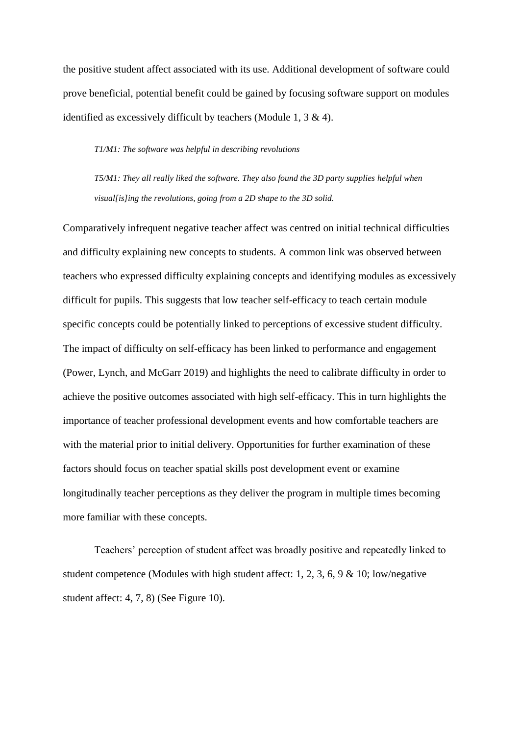the positive student affect associated with its use. Additional development of software could prove beneficial, potential benefit could be gained by focusing software support on modules identified as excessively difficult by teachers (Module 1, 3 & 4).

> *T1/M1: The software was helpful in describing revolutions*
>
> *T5/M1: They all really liked the software. They also found the 3D party supplies helpful when visual[is]ing the revolutions, going from a 2D shape to the 3D solid.*

Comparatively infrequent negative teacher affect was centred on initial technical difficulties and difficulty explaining new concepts to students. A common link was observed between teachers who expressed difficulty explaining concepts and identifying modules as excessively difficult for pupils. This suggests that low teacher self-efficacy to teach certain module specific concepts could be potentially linked to perceptions of excessive student difficulty. The impact of difficulty on self-efficacy has been linked to performance and engagement (Power, Lynch, and McGarr 2019) and highlights the need to calibrate difficulty in order to achieve the positive outcomes associated with high self-efficacy. This in turn highlights the importance of teacher professional development events and how comfortable teachers are with the material prior to initial delivery. Opportunities for further examination of these factors should focus on teacher spatial skills post development event or examine longitudinally teacher perceptions as they deliver the program in multiple times becoming more familiar with these concepts.

Teachers' perception of student affect was broadly positive and repeatedly linked to student competence (Modules with high student affect: 1, 2, 3, 6, 9 & 10; low/negative student affect: 4, 7, 8) (See Figure 10).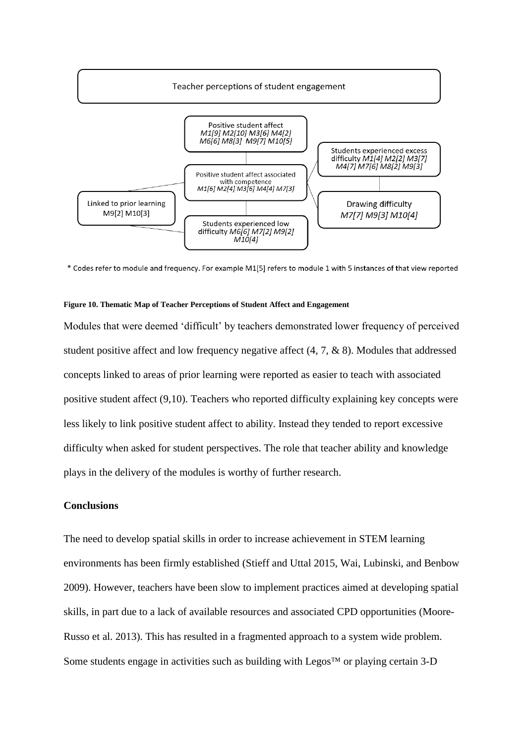Teacher perceptions of student engagement

Positive student affect
*M1[9] M2[10] M3[6] M4[2] M6[6] M8[3] M9[7] M10[5]*

Positive student affect associated with competence
*M1[6] M2[4] M3[6] M4[4] M7[3]*

Students experienced excess difficulty *M1[4] M2[2] M3[7] M4[7] M7[6] M8[2] M9[3]*

Drawing difficulty
*M7[7] M9[3] M10[4]*

Linked to prior learning
M9[2] M10[3]

Students experienced low difficulty *M6[6] M7[2] M9[2] M10[4]*

* Codes refer to module and frequency. For example M1[5] refers to module 1 with 5 instances of that view reported

**Figure 10. Thematic Map of Teacher Perceptions of Student Affect and Engagement**

Modules that were deemed 'difficult' by teachers demonstrated lower frequency of perceived student positive affect and low frequency negative affect (4, 7, & 8). Modules that addressed concepts linked to areas of prior learning were reported as easier to teach with associated positive student affect (9,10). Teachers who reported difficulty explaining key concepts were less likely to link positive student affect to ability. Instead they tended to report excessive difficulty when asked for student perspectives. The role that teacher ability and knowledge plays in the delivery of the modules is worthy of further research.

## Conclusions

The need to develop spatial skills in order to increase achievement in STEM learning environments has been firmly established (Stieff and Uttal 2015, Wai, Lubinski, and Benbow 2009). However, teachers have been slow to implement practices aimed at developing spatial skills, in part due to a lack of available resources and associated CPD opportunities (Moore-Russo et al. 2013). This has resulted in a fragmented approach to a system wide problem. Some students engage in activities such as building with Legos™ or playing certain 3-D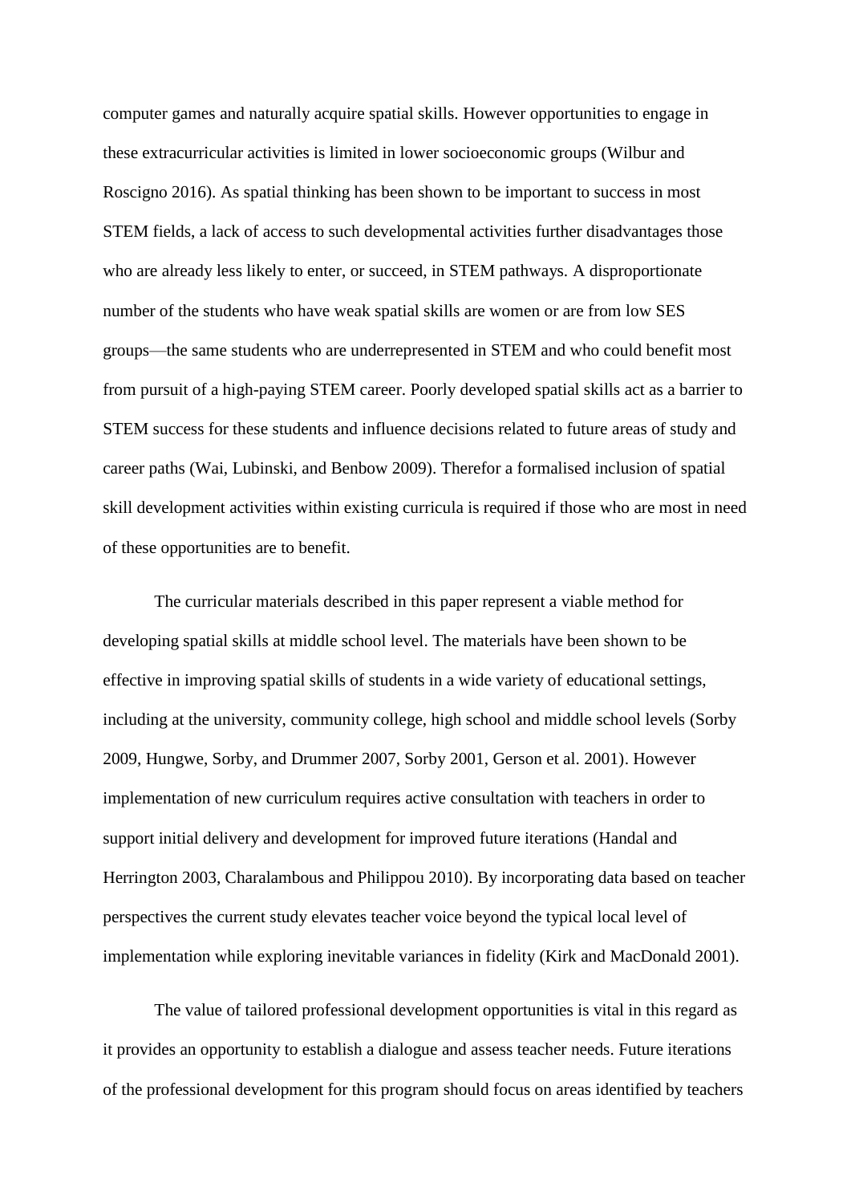computer games and naturally acquire spatial skills. However opportunities to engage in these extracurricular activities is limited in lower socioeconomic groups (Wilbur and Roscigno 2016). As spatial thinking has been shown to be important to success in most STEM fields, a lack of access to such developmental activities further disadvantages those who are already less likely to enter, or succeed, in STEM pathways. A disproportionate number of the students who have weak spatial skills are women or are from low SES groups—the same students who are underrepresented in STEM and who could benefit most from pursuit of a high-paying STEM career. Poorly developed spatial skills act as a barrier to STEM success for these students and influence decisions related to future areas of study and career paths (Wai, Lubinski, and Benbow 2009). Therefor a formalised inclusion of spatial skill development activities within existing curricula is required if those who are most in need of these opportunities are to benefit.

The curricular materials described in this paper represent a viable method for developing spatial skills at middle school level. The materials have been shown to be effective in improving spatial skills of students in a wide variety of educational settings, including at the university, community college, high school and middle school levels (Sorby 2009, Hungwe, Sorby, and Drummer 2007, Sorby 2001, Gerson et al. 2001). However implementation of new curriculum requires active consultation with teachers in order to support initial delivery and development for improved future iterations (Handal and Herrington 2003, Charalambous and Philippou 2010). By incorporating data based on teacher perspectives the current study elevates teacher voice beyond the typical local level of implementation while exploring inevitable variances in fidelity (Kirk and MacDonald 2001).

The value of tailored professional development opportunities is vital in this regard as it provides an opportunity to establish a dialogue and assess teacher needs. Future iterations of the professional development for this program should focus on areas identified by teachers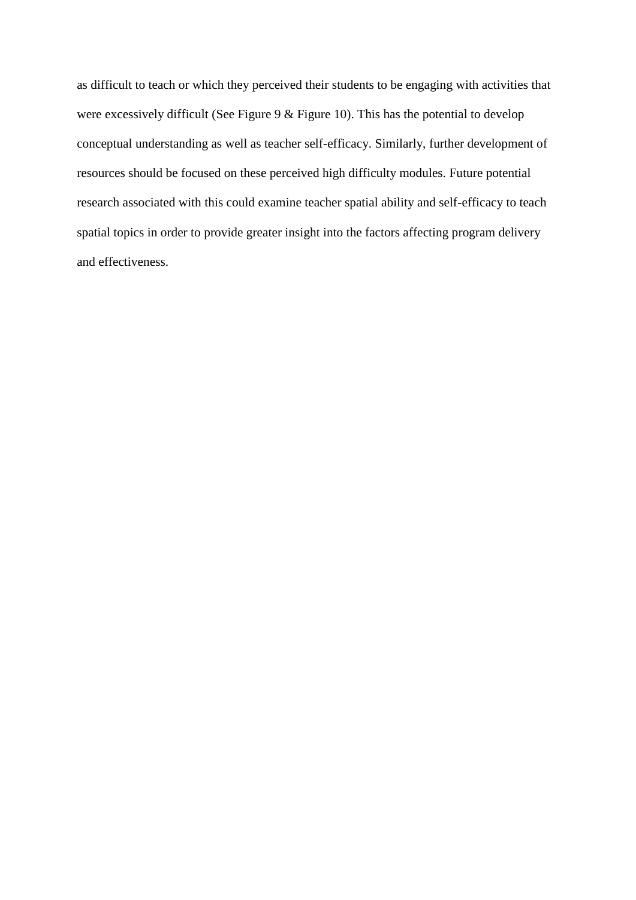as difficult to teach or which they perceived their students to be engaging with activities that were excessively difficult (See Figure 9 & Figure 10). This has the potential to develop conceptual understanding as well as teacher self-efficacy. Similarly, further development of resources should be focused on these perceived high difficulty modules. Future potential research associated with this could examine teacher spatial ability and self-efficacy to teach spatial topics in order to provide greater insight into the factors affecting program delivery and effectiveness.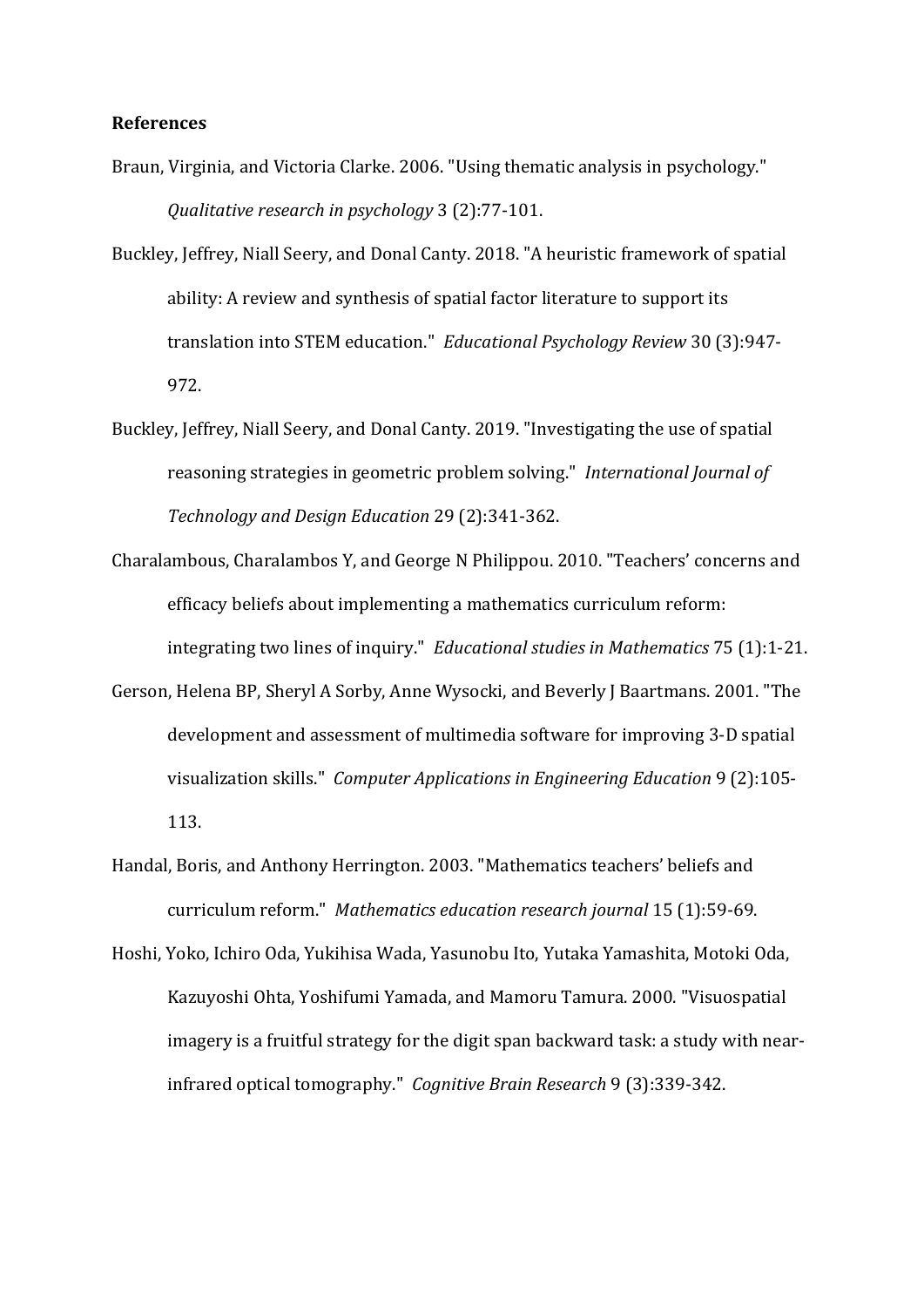## References

Braun, Virginia, and Victoria Clarke. 2006. "Using thematic analysis in psychology." *Qualitative research in psychology* 3 (2):77-101.

Buckley, Jeffrey, Niall Seery, and Donal Canty. 2018. "A heuristic framework of spatial ability: A review and synthesis of spatial factor literature to support its translation into STEM education." *Educational Psychology Review* 30 (3):947-972.

Buckley, Jeffrey, Niall Seery, and Donal Canty. 2019. "Investigating the use of spatial reasoning strategies in geometric problem solving." *International Journal of Technology and Design Education* 29 (2):341-362.

Charalambous, Charalambos Y, and George N Philippou. 2010. "Teachers' concerns and efficacy beliefs about implementing a mathematics curriculum reform: integrating two lines of inquiry." *Educational studies in Mathematics* 75 (1):1-21.

Gerson, Helena BP, Sheryl A Sorby, Anne Wysocki, and Beverly J Baartmans. 2001. "The development and assessment of multimedia software for improving 3-D spatial visualization skills." *Computer Applications in Engineering Education* 9 (2):105-113.

Handal, Boris, and Anthony Herrington. 2003. "Mathematics teachers' beliefs and curriculum reform." *Mathematics education research journal* 15 (1):59-69.

Hoshi, Yoko, Ichiro Oda, Yukihisa Wada, Yasunobu Ito, Yutaka Yamashita, Motoki Oda, Kazuyoshi Ohta, Yoshifumi Yamada, and Mamoru Tamura. 2000. "Visuospatial imagery is a fruitful strategy for the digit span backward task: a study with near-infrared optical tomography." *Cognitive Brain Research* 9 (3):339-342.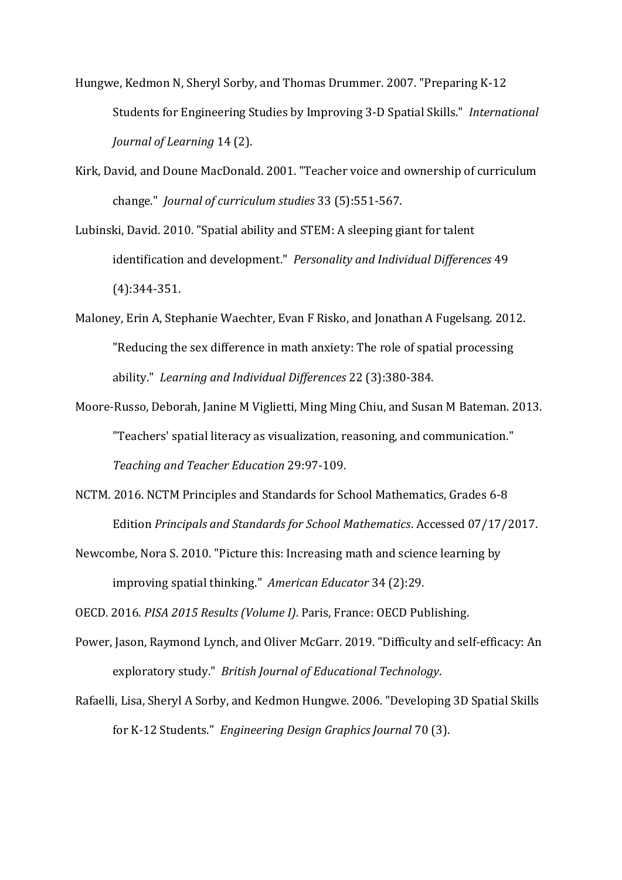Hungwe, Kedmon N, Sheryl Sorby, and Thomas Drummer. 2007. "Preparing K-12 Students for Engineering Studies by Improving 3-D Spatial Skills." *International Journal of Learning* 14 (2).

Kirk, David, and Doune MacDonald. 2001. "Teacher voice and ownership of curriculum change." *Journal of curriculum studies* 33 (5):551-567.

Lubinski, David. 2010. "Spatial ability and STEM: A sleeping giant for talent identification and development." *Personality and Individual Differences* 49 (4):344-351.

Maloney, Erin A, Stephanie Waechter, Evan F Risko, and Jonathan A Fugelsang. 2012. "Reducing the sex difference in math anxiety: The role of spatial processing ability." *Learning and Individual Differences* 22 (3):380-384.

Moore-Russo, Deborah, Janine M Viglietti, Ming Ming Chiu, and Susan M Bateman. 2013. "Teachers' spatial literacy as visualization, reasoning, and communication." *Teaching and Teacher Education* 29:97-109.

NCTM. 2016. NCTM Principles and Standards for School Mathematics, Grades 6-8 Edition *Principals and Standards for School Mathematics*. Accessed 07/17/2017.

Newcombe, Nora S. 2010. "Picture this: Increasing math and science learning by improving spatial thinking." *American Educator* 34 (2):29.

OECD. 2016. *PISA 2015 Results (Volume I)*. Paris, France: OECD Publishing.

Power, Jason, Raymond Lynch, and Oliver McGarr. 2019. "Difficulty and self-efficacy: An exploratory study." *British Journal of Educational Technology*.

Rafaelli, Lisa, Sheryl A Sorby, and Kedmon Hungwe. 2006. "Developing 3D Spatial Skills for K-12 Students." *Engineering Design Graphics Journal* 70 (3).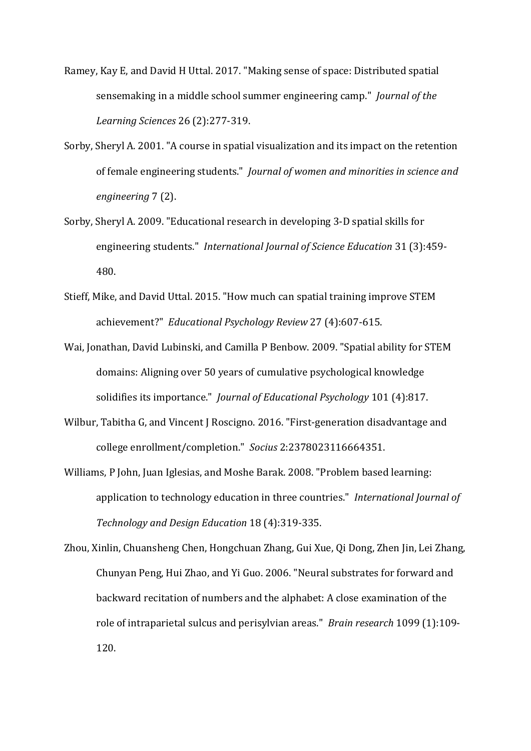Ramey, Kay E, and David H Uttal. 2017. "Making sense of space: Distributed spatial sensemaking in a middle school summer engineering camp." *Journal of the Learning Sciences* 26 (2):277-319.

Sorby, Sheryl A. 2001. "A course in spatial visualization and its impact on the retention of female engineering students." *Journal of women and minorities in science and engineering* 7 (2).

Sorby, Sheryl A. 2009. "Educational research in developing 3-D spatial skills for engineering students." *International Journal of Science Education* 31 (3):459-480.

Stieff, Mike, and David Uttal. 2015. "How much can spatial training improve STEM achievement?" *Educational Psychology Review* 27 (4):607-615.

Wai, Jonathan, David Lubinski, and Camilla P Benbow. 2009. "Spatial ability for STEM domains: Aligning over 50 years of cumulative psychological knowledge solidifies its importance." *Journal of Educational Psychology* 101 (4):817.

Wilbur, Tabitha G, and Vincent J Roscigno. 2016. "First-generation disadvantage and college enrollment/completion." *Socius* 2:2378023116664351.

Williams, P John, Juan Iglesias, and Moshe Barak. 2008. "Problem based learning: application to technology education in three countries." *International Journal of Technology and Design Education* 18 (4):319-335.

Zhou, Xinlin, Chuansheng Chen, Hongchuan Zhang, Gui Xue, Qi Dong, Zhen Jin, Lei Zhang, Chunyan Peng, Hui Zhao, and Yi Guo. 2006. "Neural substrates for forward and backward recitation of numbers and the alphabet: A close examination of the role of intraparietal sulcus and perisylvian areas." *Brain research* 1099 (1):109-120.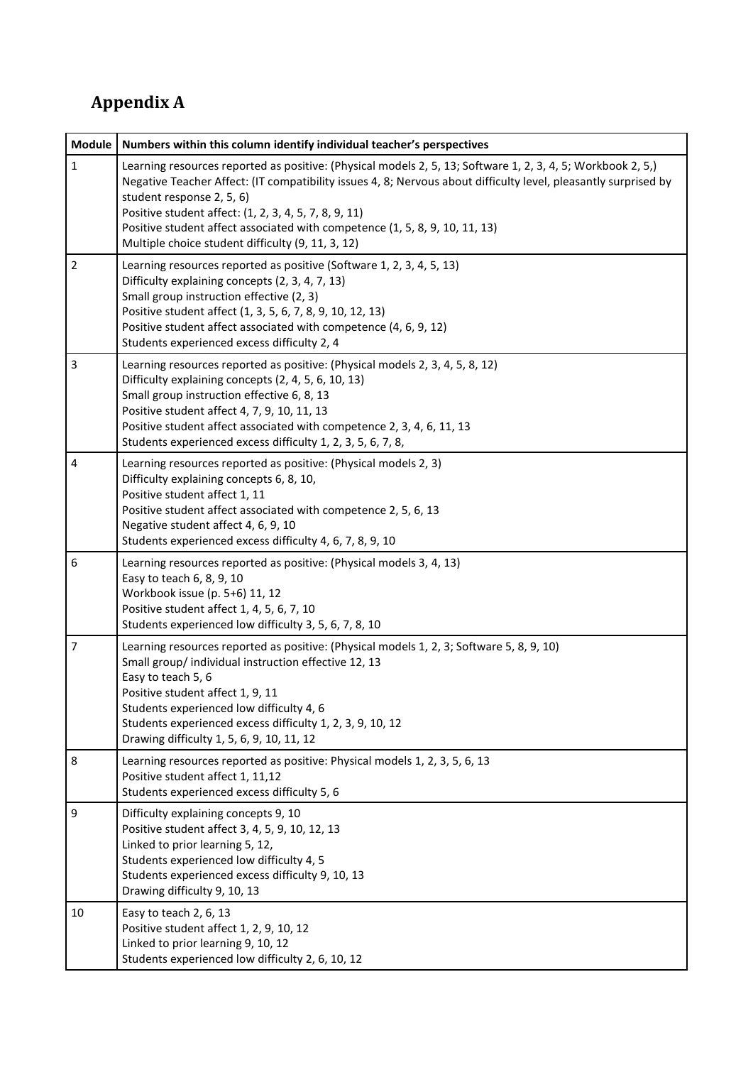# Appendix A

| Module | Numbers within this column identify individual teacher's perspectives |
|---|---|
| 1 | Learning resources reported as positive: (Physical models 2, 5, 13; Software 1, 2, 3, 4, 5; Workbook 2, 5,)<br>Negative Teacher Affect: (IT compatibility issues 4, 8; Nervous about difficulty level, pleasantly surprised by student response 2, 5, 6)<br>Positive student affect: (1, 2, 3, 4, 5, 7, 8, 9, 11)<br>Positive student affect associated with competence (1, 5, 8, 9, 10, 11, 13)<br>Multiple choice student difficulty (9, 11, 3, 12) |
| 2 | Learning resources reported as positive (Software 1, 2, 3, 4, 5, 13)<br>Difficulty explaining concepts (2, 3, 4, 7, 13)<br>Small group instruction effective (2, 3)<br>Positive student affect (1, 3, 5, 6, 7, 8, 9, 10, 12, 13)<br>Positive student affect associated with competence (4, 6, 9, 12)<br>Students experienced excess difficulty 2, 4 |
| 3 | Learning resources reported as positive: (Physical models 2, 3, 4, 5, 8, 12)<br>Difficulty explaining concepts (2, 4, 5, 6, 10, 13)<br>Small group instruction effective 6, 8, 13<br>Positive student affect 4, 7, 9, 10, 11, 13<br>Positive student affect associated with competence 2, 3, 4, 6, 11, 13<br>Students experienced excess difficulty 1, 2, 3, 5, 6, 7, 8, |
| 4 | Learning resources reported as positive: (Physical models 2, 3)<br>Difficulty explaining concepts 6, 8, 10,<br>Positive student affect 1, 11<br>Positive student affect associated with competence 2, 5, 6, 13<br>Negative student affect 4, 6, 9, 10<br>Students experienced excess difficulty 4, 6, 7, 8, 9, 10 |
| 6 | Learning resources reported as positive: (Physical models 3, 4, 13)<br>Easy to teach 6, 8, 9, 10<br>Workbook issue (p. 5+6) 11, 12<br>Positive student affect 1, 4, 5, 6, 7, 10<br>Students experienced low difficulty 3, 5, 6, 7, 8, 10 |
| 7 | Learning resources reported as positive: (Physical models 1, 2, 3; Software 5, 8, 9, 10)<br>Small group/ individual instruction effective 12, 13<br>Easy to teach 5, 6<br>Positive student affect 1, 9, 11<br>Students experienced low difficulty 4, 6<br>Students experienced excess difficulty 1, 2, 3, 9, 10, 12<br>Drawing difficulty 1, 5, 6, 9, 10, 11, 12 |
| 8 | Learning resources reported as positive: Physical models 1, 2, 3, 5, 6, 13<br>Positive student affect 1, 11,12<br>Students experienced excess difficulty 5, 6 |
| 9 | Difficulty explaining concepts 9, 10<br>Positive student affect 3, 4, 5, 9, 10, 12, 13<br>Linked to prior learning 5, 12,<br>Students experienced low difficulty 4, 5<br>Students experienced excess difficulty 9, 10, 13<br>Drawing difficulty 9, 10, 13 |
| 10 | Easy to teach 2, 6, 13<br>Positive student affect 1, 2, 9, 10, 12<br>Linked to prior learning 9, 10, 12<br>Students experienced low difficulty 2, 6, 10, 12 |